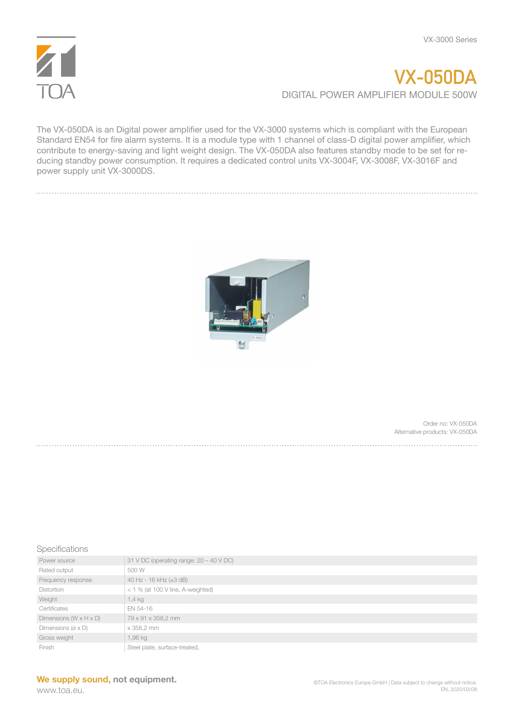# VX-050DA

## DIGITAL POWER AMPLIFIER MODULE 500W

The VX-050DA is an Digital power amplifier used for the VX-3000 systems which is compliant with the European Standard EN54 for fire alarm systems. It is a module type with 1 channel of class-D digital power amplifier, which contribute to energy-saving and light weight design. The VX-050DA also features standby mode to be set for reducing standby power consumption. It requires a dedicated control units VX-3004F, VX-3008F, VX-3016F and power supply unit VX-3000DS.

Order no: VX-050DA
Alternative products: VX-050DA

### Specifications

| | |
|---|---|
| Power source | 31 V DC (operating range: 20 – 40 V DC) |
| Rated output | 500 W |
| Frequency response | 40 Hz - 16 kHz (±3 dB) |
| Distortion | < 1 % (at 100 V line, A-weighted) |
| Weight | 1,4 kg |
| Certificates | EN 54-16 |
| Dimensions (W x H x D) | 79 x 91 x 358,2 mm |
| Dimensions (ø x D) | x 358,2 mm |
| Gross weight | 1,96 kg |
| Finish | Steel plate, surface-treated, |

**We supply sound, not equipment.**
www.toa.eu.

©TOA Electronics Europe GmbH | Data subject to change without notice.
EN, 2020/03/08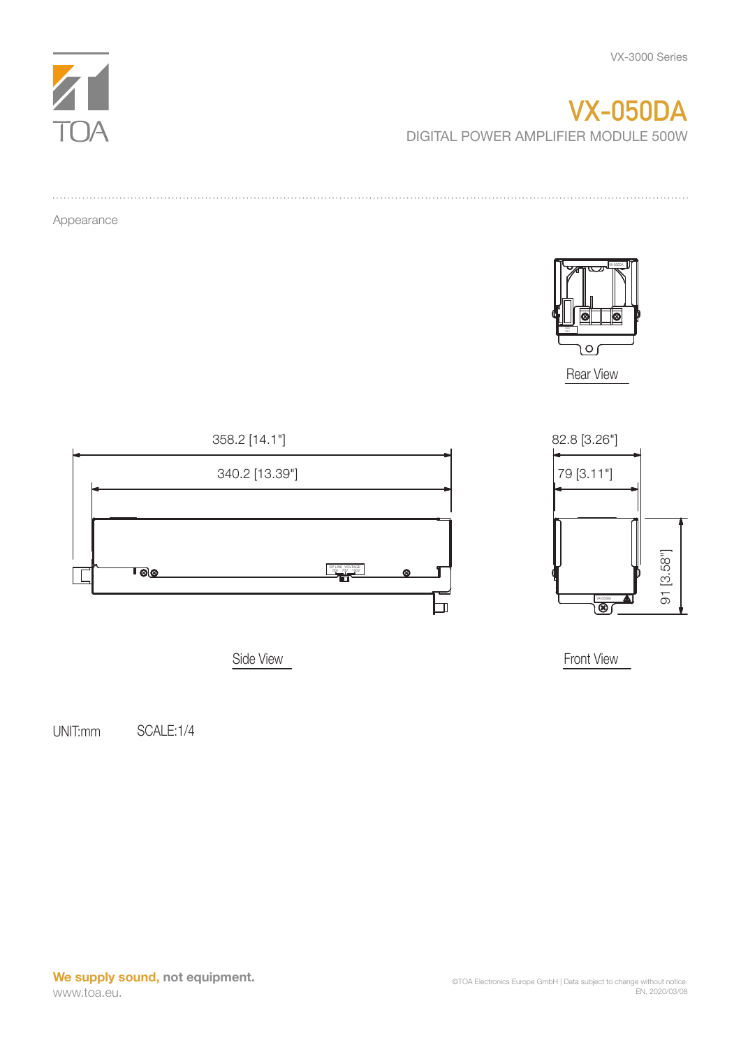# VX-050DA

DIGITAL POWER AMPLIFIER MODULE 500W

Appearance

Rear View

358.2 [14.1"]

340.2 [13.39"]

Side View

82.8 [3.26"]

79 [3.11"]

91 [3.58"]

Front View

UNIT:mm SCALE:1/4

**We supply sound, not equipment.**
www.toa.eu.

©TOA Electronics Europe GmbH | Data subject to change without notice.
EN, 2020/03/08